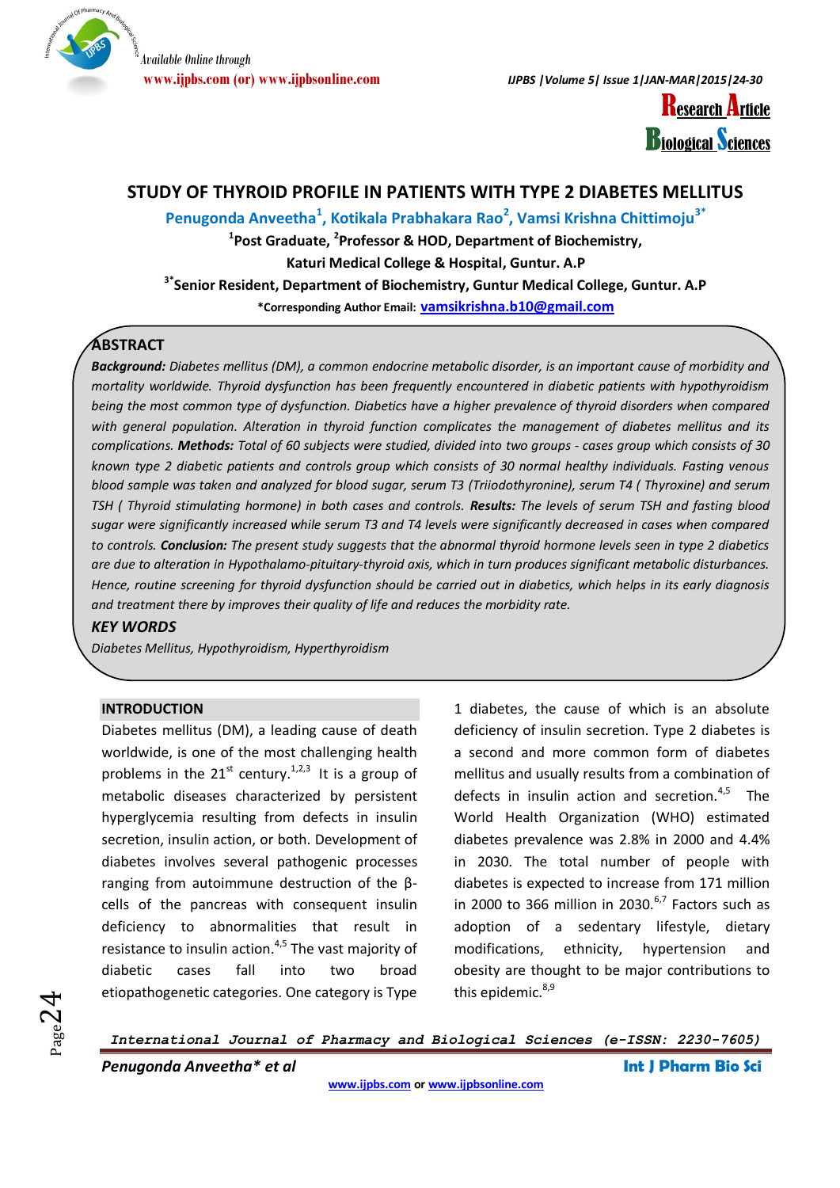Available Online through
www.ijpbs.com (or) www.ijpbsonline.com

Research Article
Biological Sciences

# STUDY OF THYROID PROFILE IN PATIENTS WITH TYPE 2 DIABETES MELLITUS

**Penugonda Anveetha[1], Kotikala Prabhakara Rao[2], Vamsi Krishna Chittimoju[3*]**

[1]Post Graduate, [2]Professor & HOD, Department of Biochemistry,
Katuri Medical College & Hospital, Guntur. A.P

[3*]Senior Resident, Department of Biochemistry, Guntur Medical College, Guntur. A.P

*Corresponding Author Email: vamsikrishna.b10@gmail.com

## ABSTRACT

***Background:*** *Diabetes mellitus (DM), a common endocrine metabolic disorder, is an important cause of morbidity and mortality worldwide. Thyroid dysfunction has been frequently encountered in diabetic patients with hypothyroidism being the most common type of dysfunction. Diabetics have a higher prevalence of thyroid disorders when compared with general population. Alteration in thyroid function complicates the management of diabetes mellitus and its complications.* ***Methods:*** *Total of 60 subjects were studied, divided into two groups - cases group which consists of 30 known type 2 diabetic patients and controls group which consists of 30 normal healthy individuals. Fasting venous blood sample was taken and analyzed for blood sugar, serum T3 (Triiodothyronine), serum T4 ( Thyroxine) and serum TSH ( Thyroid stimulating hormone) in both cases and controls.* ***Results:*** *The levels of serum TSH and fasting blood sugar were significantly increased while serum T3 and T4 levels were significantly decreased in cases when compared to controls.* ***Conclusion:*** *The present study suggests that the abnormal thyroid hormone levels seen in type 2 diabetics are due to alteration in Hypothalamo-pituitary-thyroid axis, which in turn produces significant metabolic disturbances. Hence, routine screening for thyroid dysfunction should be carried out in diabetics, which helps in its early diagnosis and treatment there by improves their quality of life and reduces the morbidity rate.*

### *KEY WORDS*

*Diabetes Mellitus, Hypothyroidism, Hyperthyroidism*

## INTRODUCTION

Diabetes mellitus (DM), a leading cause of death worldwide, is one of the most challenging health problems in the 21st century.[1,2,3] It is a group of metabolic diseases characterized by persistent hyperglycemia resulting from defects in insulin secretion, insulin action, or both. Development of diabetes involves several pathogenic processes ranging from autoimmune destruction of the β-cells of the pancreas with consequent insulin deficiency to abnormalities that result in resistance to insulin action.[4,5] The vast majority of diabetic cases fall into two broad etiopathogenetic categories. One category is Type 1 diabetes, the cause of which is an absolute deficiency of insulin secretion. Type 2 diabetes is a second and more common form of diabetes mellitus and usually results from a combination of defects in insulin action and secretion.[4,5] The World Health Organization (WHO) estimated diabetes prevalence was 2.8% in 2000 and 4.4% in 2030. The total number of people with diabetes is expected to increase from 171 million in 2000 to 366 million in 2030.[6,7] Factors such as adoption of a sedentary lifestyle, dietary modifications, ethnicity, hypertension and obesity are thought to be major contributions to this epidemic.[8,9]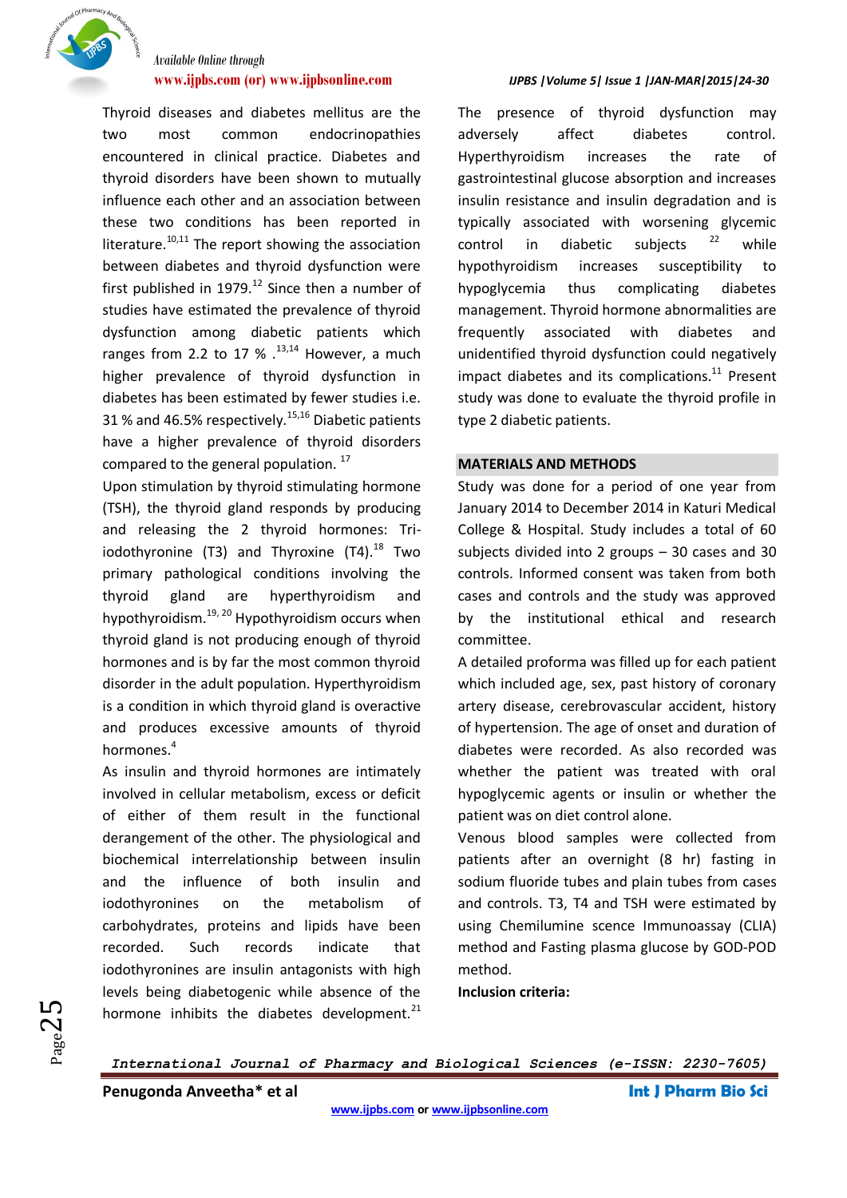Thyroid diseases and diabetes mellitus are the two most common endocrinopathies encountered in clinical practice. Diabetes and thyroid disorders have been shown to mutually influence each other and an association between these two conditions has been reported in literature.[10,11] The report showing the association between diabetes and thyroid dysfunction were first published in 1979.[12] Since then a number of studies have estimated the prevalence of thyroid dysfunction among diabetic patients which ranges from 2.2 to 17 % .[13,14] However, a much higher prevalence of thyroid dysfunction in diabetes has been estimated by fewer studies i.e. 31 % and 46.5% respectively.[15,16] Diabetic patients have a higher prevalence of thyroid disorders compared to the general population. [17]

Upon stimulation by thyroid stimulating hormone (TSH), the thyroid gland responds by producing and releasing the 2 thyroid hormones: Tri-iodothyronine (T3) and Thyroxine (T4).[18] Two primary pathological conditions involving the thyroid gland are hyperthyroidism and hypothyroidism.[19, 20] Hypothyroidism occurs when thyroid gland is not producing enough of thyroid hormones and is by far the most common thyroid disorder in the adult population. Hyperthyroidism is a condition in which thyroid gland is overactive and produces excessive amounts of thyroid hormones.[4]

As insulin and thyroid hormones are intimately involved in cellular metabolism, excess or deficit of either of them result in the functional derangement of the other. The physiological and biochemical interrelationship between insulin and the influence of both insulin and iodothyronines on the metabolism of carbohydrates, proteins and lipids have been recorded. Such records indicate that iodothyronines are insulin antagonists with high levels being diabetogenic while absence of the hormone inhibits the diabetes development.[21]

The presence of thyroid dysfunction may adversely affect diabetes control. Hyperthyroidism increases the rate of gastrointestinal glucose absorption and increases insulin resistance and insulin degradation and is typically associated with worsening glycemic control in diabetic subjects [22] while hypothyroidism increases susceptibility to hypoglycemia thus complicating diabetes management. Thyroid hormone abnormalities are frequently associated with diabetes and unidentified thyroid dysfunction could negatively impact diabetes and its complications.[11] Present study was done to evaluate the thyroid profile in type 2 diabetic patients.

## MATERIALS AND METHODS

Study was done for a period of one year from January 2014 to December 2014 in Katuri Medical College & Hospital. Study includes a total of 60 subjects divided into 2 groups – 30 cases and 30 controls. Informed consent was taken from both cases and controls and the study was approved by the institutional ethical and research committee.

A detailed proforma was filled up for each patient which included age, sex, past history of coronary artery disease, cerebrovascular accident, history of hypertension. The age of onset and duration of diabetes were recorded. As also recorded was whether the patient was treated with oral hypoglycemic agents or insulin or whether the patient was on diet control alone.

Venous blood samples were collected from patients after an overnight (8 hr) fasting in sodium fluoride tubes and plain tubes from cases and controls. T3, T4 and TSH were estimated by using Chemilumine scence Immunoassay (CLIA) method and Fasting plasma glucose by GOD-POD method.

**Inclusion criteria:**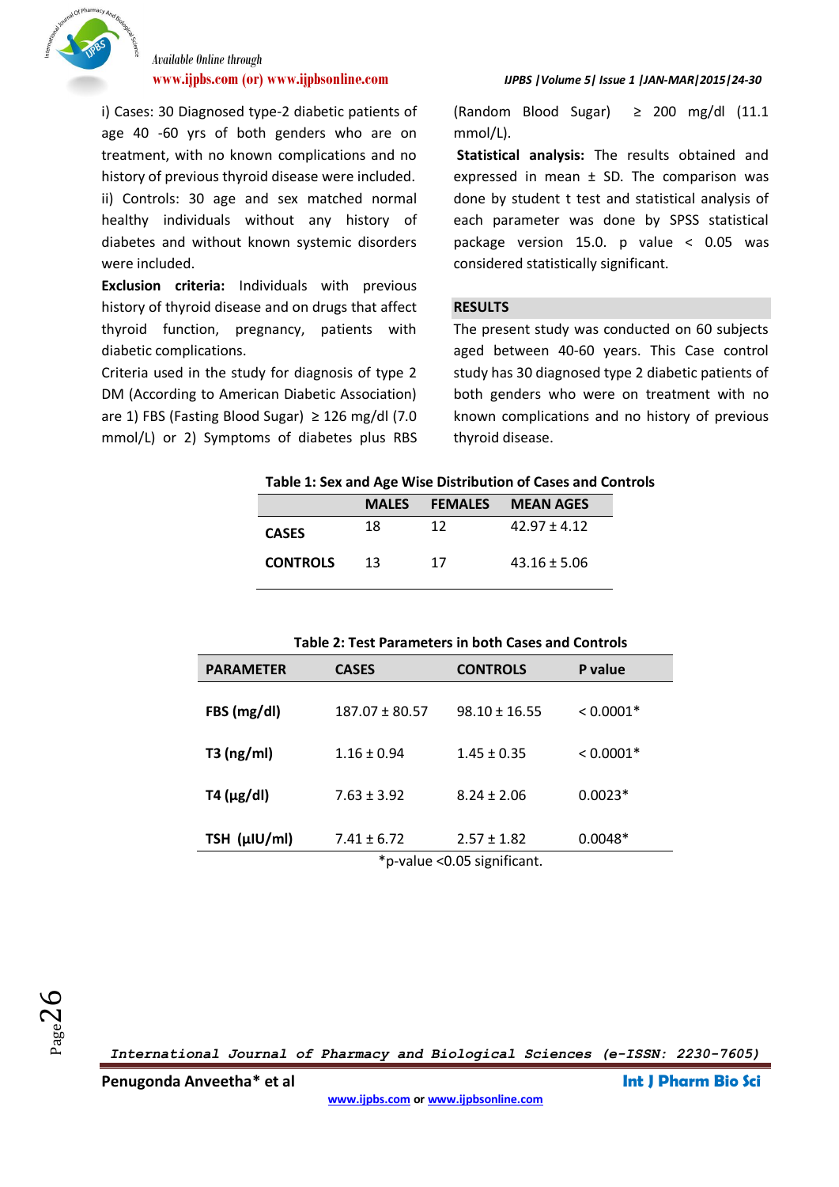i) Cases: 30 Diagnosed type-2 diabetic patients of age 40 -60 yrs of both genders who are on treatment, with no known complications and no history of previous thyroid disease were included.

ii) Controls: 30 age and sex matched normal healthy individuals without any history of diabetes and without known systemic disorders were included.

**Exclusion criteria:** Individuals with previous history of thyroid disease and on drugs that affect thyroid function, pregnancy, patients with diabetic complications.

Criteria used in the study for diagnosis of type 2 DM (According to American Diabetic Association) are 1) FBS (Fasting Blood Sugar) ≥ 126 mg/dl (7.0 mmol/L) or 2) Symptoms of diabetes plus RBS (Random Blood Sugar) ≥ 200 mg/dl (11.1 mmol/L).

**Statistical analysis:** The results obtained and expressed in mean ± SD. The comparison was done by student t test and statistical analysis of each parameter was done by SPSS statistical package version 15.0. p value < 0.05 was considered statistically significant.

## RESULTS

The present study was conducted on 60 subjects aged between 40-60 years. This Case control study has 30 diagnosed type 2 diabetic patients of both genders who were on treatment with no known complications and no history of previous thyroid disease.

**Table 1: Sex and Age Wise Distribution of Cases and Controls**

| | MALES | FEMALES | MEAN AGES |
|---|---|---|---|
| **CASES** | 18 | 12 | 42.97 ± 4.12 |
| **CONTROLS** | 13 | 17 | 43.16 ± 5.06 |

**Table 2: Test Parameters in both Cases and Controls**

| PARAMETER | CASES | CONTROLS | P value |
|---|---|---|---|
| **FBS (mg/dl)** | 187.07 ± 80.57 | 98.10 ± 16.55 | < 0.0001* |
| **T3 (ng/ml)** | 1.16 ± 0.94 | 1.45 ± 0.35 | < 0.0001* |
| **T4 (µg/dl)** | 7.63 ± 3.92 | 8.24 ± 2.06 | 0.0023* |
| **TSH (µIU/ml)** | 7.41 ± 6.72 | 2.57 ± 1.82 | 0.0048* |

*p-value <0.05 significant.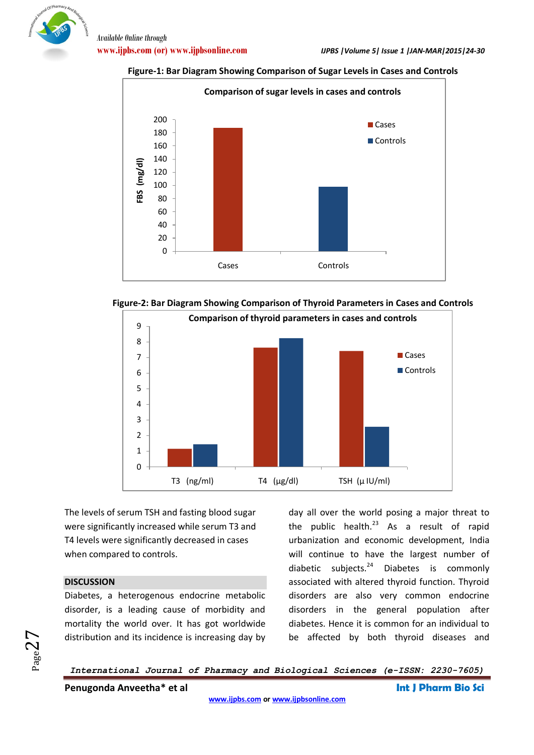**Figure-1: Bar Diagram Showing Comparison of Sugar Levels in Cases and Controls**

**Figure-2: Bar Diagram Showing Comparison of Thyroid Parameters in Cases and Controls**

The levels of serum TSH and fasting blood sugar were significantly increased while serum T3 and T4 levels were significantly decreased in cases when compared to controls.

## DISCUSSION

Diabetes, a heterogenous endocrine metabolic disorder, is a leading cause of morbidity and mortality the world over. It has got worldwide distribution and its incidence is increasing day by day all over the world posing a major threat to the public health.[23] As a result of rapid urbanization and economic development, India will continue to have the largest number of diabetic subjects.[24] Diabetes is commonly associated with altered thyroid function. Thyroid disorders are also very common endocrine disorders in the general population after diabetes. Hence it is common for an individual to be affected by both thyroid diseases and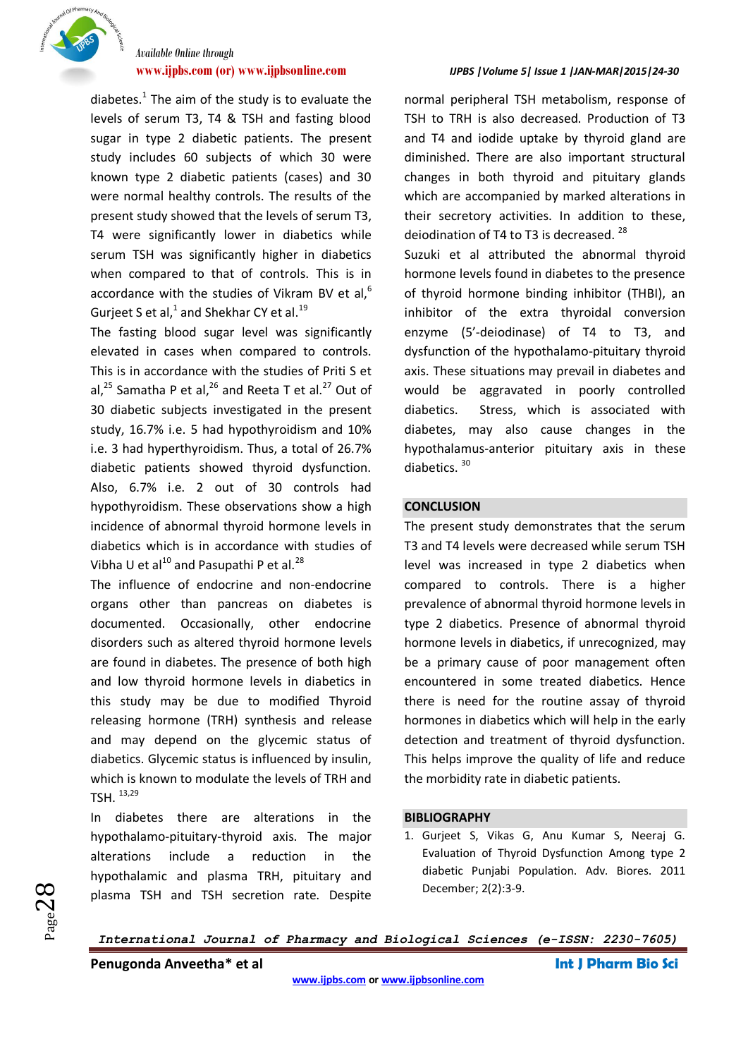diabetes.[1] The aim of the study is to evaluate the levels of serum T3, T4 & TSH and fasting blood sugar in type 2 diabetic patients. The present study includes 60 subjects of which 30 were known type 2 diabetic patients (cases) and 30 were normal healthy controls. The results of the present study showed that the levels of serum T3, T4 were significantly lower in diabetics while serum TSH was significantly higher in diabetics when compared to that of controls. This is in accordance with the studies of Vikram BV et al,[6] Gurjeet S et al,[1] and Shekhar CY et al.[19]

The fasting blood sugar level was significantly elevated in cases when compared to controls. This is in accordance with the studies of Priti S et al,[25] Samatha P et al,[26] and Reeta T et al.[27] Out of 30 diabetic subjects investigated in the present study, 16.7% i.e. 5 had hypothyroidism and 10% i.e. 3 had hyperthyroidism. Thus, a total of 26.7% diabetic patients showed thyroid dysfunction. Also, 6.7% i.e. 2 out of 30 controls had hypothyroidism. These observations show a high incidence of abnormal thyroid hormone levels in diabetics which is in accordance with studies of Vibha U et al[10] and Pasupathi P et al.[28]

The influence of endocrine and non-endocrine organs other than pancreas on diabetes is documented. Occasionally, other endocrine disorders such as altered thyroid hormone levels are found in diabetes. The presence of both high and low thyroid hormone levels in diabetics in this study may be due to modified Thyroid releasing hormone (TRH) synthesis and release and may depend on the glycemic status of diabetics. Glycemic status is influenced by insulin, which is known to modulate the levels of TRH and TSH.[13,29]

In diabetics there are alterations in the hypothalamo-pituitary-thyroid axis. The major alterations include a reduction in the hypothalamic and plasma TRH, pituitary and plasma TSH and TSH secretion rate. Despite normal peripheral TSH metabolism, response of TSH to TRH is also decreased. Production of T3 and T4 and iodide uptake by thyroid gland are diminished. There are also important structural changes in both thyroid and pituitary glands which are accompanied by marked alterations in their secretory activities. In addition to these, deiodination of T4 to T3 is decreased.[28]

Suzuki et al attributed the abnormal thyroid hormone levels found in diabetes to the presence of thyroid hormone binding inhibitor (THBI), an inhibitor of the extra thyroidal conversion enzyme (5'-deiodinase) of T4 to T3, and dysfunction of the hypothalamo-pituitary thyroid axis. These situations may prevail in diabetes and would be aggravated in poorly controlled diabetics. Stress, which is associated with diabetes, may also cause changes in the hypothalamus-anterior pituitary axis in these diabetics.[30]

## CONCLUSION

The present study demonstrates that the serum T3 and T4 levels were decreased while serum TSH level was increased in type 2 diabetics when compared to controls. There is a higher prevalence of abnormal thyroid hormone levels in type 2 diabetics. Presence of abnormal thyroid hormone levels in diabetics, if unrecognized, may be a primary cause of poor management often encountered in some treated diabetics. Hence there is need for the routine assay of thyroid hormones in diabetics which will help in the early detection and treatment of thyroid dysfunction. This helps improve the quality of life and reduce the morbidity rate in diabetic patients.

## BIBLIOGRAPHY

1. Gurjeet S, Vikas G, Anu Kumar S, Neeraj G. Evaluation of Thyroid Dysfunction Among type 2 diabetic Punjabi Population. Adv. Biores. 2011 December; 2(2):3-9.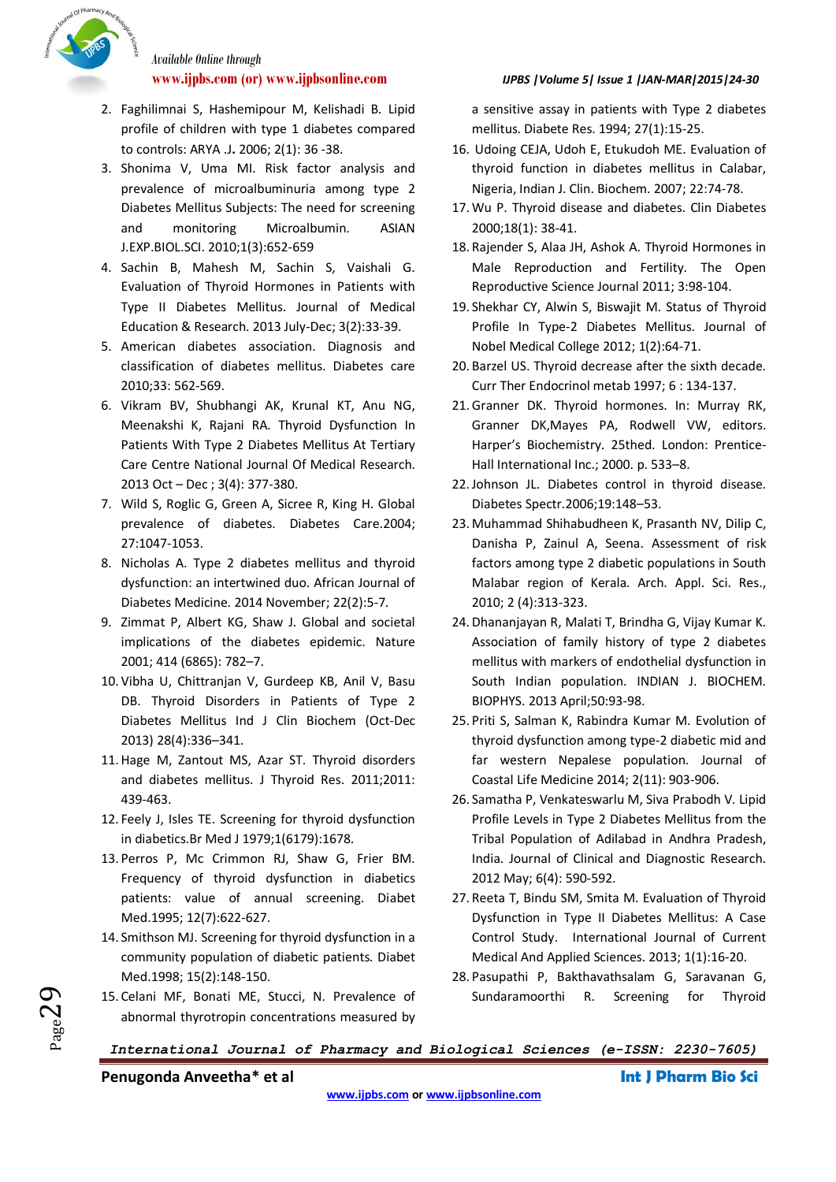2. Faghilimnai S, Hashemipour M, Kelishadi B. Lipid profile of children with type 1 diabetes compared to controls: ARYA .J**.** 2006; 2(1): 36 -38.
3. Shonima V, Uma MI. Risk factor analysis and prevalence of microalbuminuria among type 2 Diabetes Mellitus Subjects: The need for screening and monitoring Microalbumin. ASIAN J.EXP.BIOL.SCI. 2010;1(3):652-659
4. Sachin B, Mahesh M, Sachin S, Vaishali G. Evaluation of Thyroid Hormones in Patients with Type II Diabetes Mellitus. Journal of Medical Education & Research. 2013 July-Dec; 3(2):33-39.
5. American diabetes association. Diagnosis and classification of diabetes mellitus. Diabetes care 2010;33: 562-569.
6. Vikram BV, Shubhangi AK, Krunal KT, Anu NG, Meenakshi K, Rajani RA. Thyroid Dysfunction In Patients With Type 2 Diabetes Mellitus At Tertiary Care Centre National Journal Of Medical Research. 2013 Oct – Dec ; 3(4): 377-380.
7. Wild S, Roglic G, Green A, Sicree R, King H. Global prevalence of diabetes. Diabetes Care.2004; 27:1047-1053.
8. Nicholas A. Type 2 diabetes mellitus and thyroid dysfunction: an intertwined duo. African Journal of Diabetes Medicine. 2014 November; 22(2):5-7.
9. Zimmat P, Albert KG, Shaw J. Global and societal implications of the diabetes epidemic. Nature 2001; 414 (6865): 782–7.
10. Vibha U, Chittranjan V, Gurdeep KB, Anil V, Basu DB. Thyroid Disorders in Patients of Type 2 Diabetes Mellitus Ind J Clin Biochem (Oct-Dec 2013) 28(4):336–341.
11. Hage M, Zantout MS, Azar ST. Thyroid disorders and diabetes mellitus. J Thyroid Res. 2011;2011: 439-463.
12. Feely J, Isles TE. Screening for thyroid dysfunction in diabetics.Br Med J 1979;1(6179):1678.
13. Perros P, Mc Crimmon RJ, Shaw G, Frier BM. Frequency of thyroid dysfunction in diabetics patients: value of annual screening. Diabet Med.1995; 12(7):622-627.
14. Smithson MJ. Screening for thyroid dysfunction in a community population of diabetic patients. Diabet Med.1998; 15(2):148-150.
15. Celani MF, Bonati ME, Stucci, N. Prevalence of abnormal thyrotropin concentrations measured by a sensitive assay in patients with Type 2 diabetes mellitus. Diabete Res. 1994; 27(1):15-25.
16. Udoing CEJA, Udoh E, Etukudoh ME. Evaluation of thyroid function in diabetes mellitus in Calabar, Nigeria, Indian J. Clin. Biochem. 2007; 22:74-78.
17. Wu P. Thyroid disease and diabetes. Clin Diabetes 2000;18(1): 38-41.
18. Rajender S, Alaa JH, Ashok A. Thyroid Hormones in Male Reproduction and Fertility. The Open Reproductive Science Journal 2011; 3:98-104.
19. Shekhar CY, Alwin S, Biswajit M. Status of Thyroid Profile In Type-2 Diabetes Mellitus. Journal of Nobel Medical College 2012; 1(2):64-71.
20. Barzel US. Thyroid decrease after the sixth decade. Curr Ther Endocrinol metab 1997; 6 : 134-137.
21. Granner DK. Thyroid hormones. In: Murray RK, Granner DK,Mayes PA, Rodwell VW, editors. Harper's Biochemistry. 25thed. London: Prentice-Hall International Inc.; 2000. p. 533–8.
22. Johnson JL. Diabetes control in thyroid disease. Diabetes Spectr.2006;19:148–53.
23. Muhammad Shihabudheen K, Prasanth NV, Dilip C, Danisha P, Zainul A, Seena. Assessment of risk factors among type 2 diabetic populations in South Malabar region of Kerala. Arch. Appl. Sci. Res., 2010; 2 (4):313-323.
24. Dhananjayan R, Malati T, Brindha G, Vijay Kumar K. Association of family history of type 2 diabetes mellitus with markers of endothelial dysfunction in South Indian population. INDIAN J. BIOCHEM. BIOPHYS. 2013 April;50:93-98.
25. Priti S, Salman K, Rabindra Kumar M. Evolution of thyroid dysfunction among type-2 diabetic mid and far western Nepalese population. Journal of Coastal Life Medicine 2014; 2(11): 903-906.
26. Samatha P, Venkateswarlu M, Siva Prabodh V. Lipid Profile Levels in Type 2 Diabetes Mellitus from the Tribal Population of Adilabad in Andhra Pradesh, India. Journal of Clinical and Diagnostic Research. 2012 May; 6(4): 590-592.
27. Reeta T, Bindu SM, Smita M. Evaluation of Thyroid Dysfunction in Type II Diabetes Mellitus: A Case Control Study. International Journal of Current Medical And Applied Sciences. 2013; 1(1):16-20.
28. Pasupathi P, Bakthavathsalam G, Saravanan G, Sundaramoorthi R. Screening for Thyroid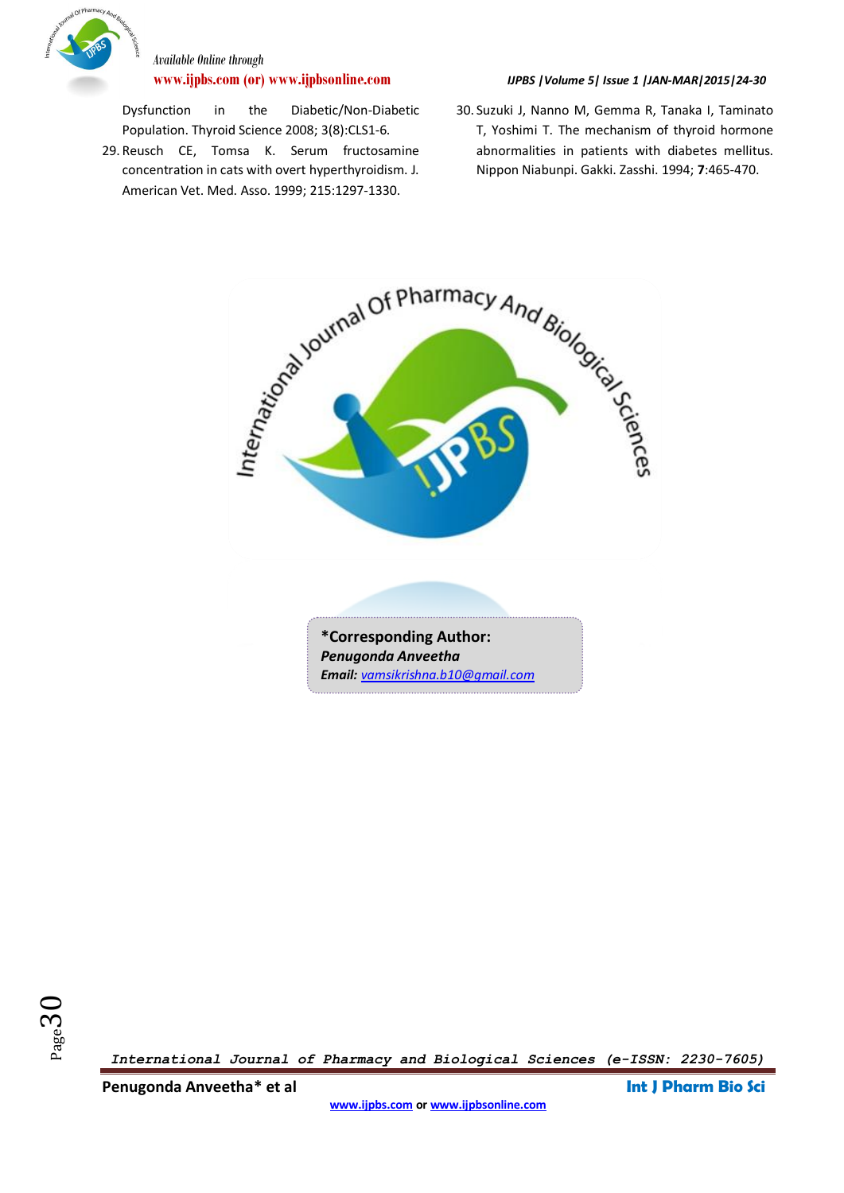Dysfunction in the Diabetic/Non-Diabetic Population. Thyroid Science 2008; 3(8):CLS1-6.

29. Reusch CE, Tomsa K. Serum fructosamine concentration in cats with overt hyperthyroidism. J. American Vet. Med. Asso. 1999; 215:1297-1330.

30. Suzuki J, Nanno M, Gemma R, Tanaka I, Taminato T, Yoshimi T. The mechanism of thyroid hormone abnormalities in patients with diabetes mellitus. Nippon Niabunpi. Gakki. Zasshi. 1994; **7**:465-470.

**\*Corresponding Author:**
***Penugonda Anveetha***
***Email:*** vamsikrishna.b10@gmail.com